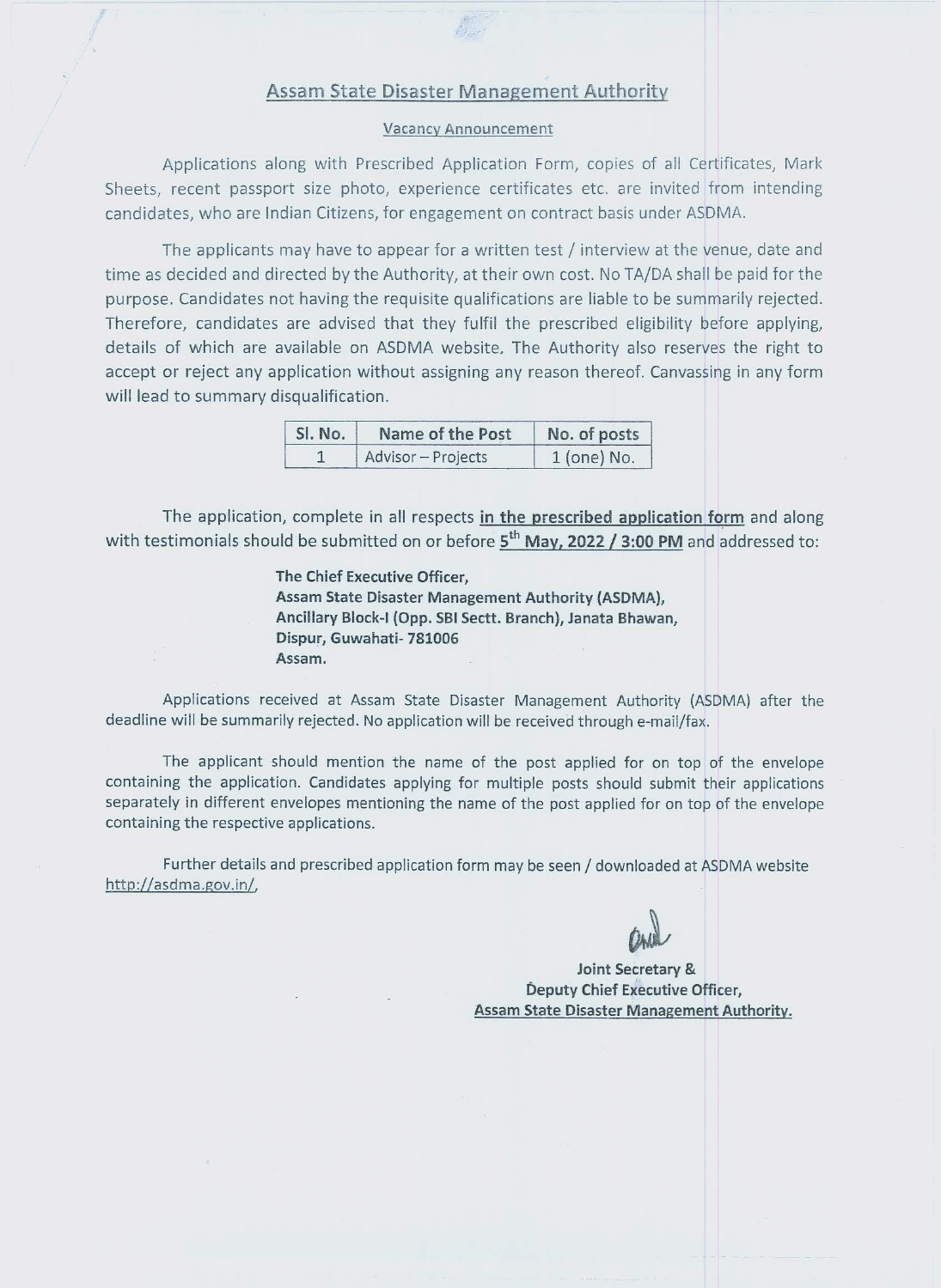# Assam State Disaster Management Authority

## Vacancy Announcement

Applications along with Prescribed Application Form, copies of all Certificates, Mark Sheets, recent passport size photo, experience certificates etc. are invited from intending candidates, who are Indian Citizens, for engagement on contract basis under ASDMA.

The applicants may have to appear for a written test / interview at the venue, date and time as decided and directed by the Authority, at their own cost. No TA/DA shall be paid for the purpose. Candidates not having the requisite qualifications are liable to be summarily rejected. Therefore, candidates are advised that they fulfil the prescribed eligibility before applying, details of which are available on ASDMA website. The Authority also reserves the right to accept or reject any application without assigning any reason thereof. Canvassing in any form will lead to summary disqualification.

| Sl. No. | Name of the Post | No. of posts |
|---|---|---|
| 1 | Advisor – Projects | 1 (one) No. |

The application, complete in all respects **in the prescribed application form** and along with testimonials should be submitted on or before **5th May, 2022 / 3:00 PM** and addressed to:

**The Chief Executive Officer,**
**Assam State Disaster Management Authority (ASDMA),**
**Ancillary Block-I (Opp. SBI Sectt. Branch), Janata Bhawan,**
**Dispur, Guwahati- 781006**
**Assam.**

Applications received at Assam State Disaster Management Authority (ASDMA) after the deadline will be summarily rejected. No application will be received through e-mail/fax.

The applicant should mention the name of the post applied for on top of the envelope containing the application. Candidates applying for multiple posts should submit their applications separately in different envelopes mentioning the name of the post applied for on top of the envelope containing the respective applications.

Further details and prescribed application form may be seen / downloaded at ASDMA website http://asdma.gov.in/,

**Joint Secretary &**
**Deputy Chief Executive Officer,**
**Assam State Disaster Management Authority.**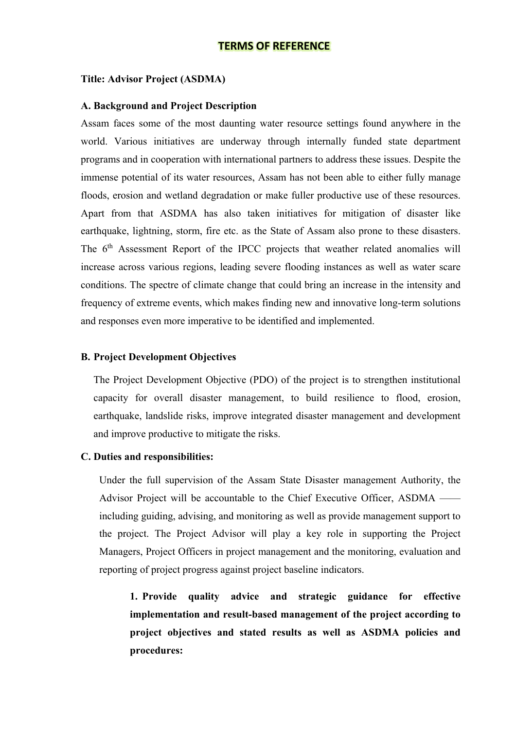# TERMS OF REFERENCE

**Title: Advisor Project (ASDMA)**

**A. Background and Project Description**

Assam faces some of the most daunting water resource settings found anywhere in the world. Various initiatives are underway through internally funded state department programs and in cooperation with international partners to address these issues. Despite the immense potential of its water resources, Assam has not been able to either fully manage floods, erosion and wetland degradation or make fuller productive use of these resources. Apart from that ASDMA has also taken initiatives for mitigation of disaster like earthquake, lightning, storm, fire etc. as the State of Assam also prone to these disasters. The 6th Assessment Report of the IPCC projects that weather related anomalies will increase across various regions, leading severe flooding instances as well as water scare conditions. The spectre of climate change that could bring an increase in the intensity and frequency of extreme events, which makes finding new and innovative long-term solutions and responses even more imperative to be identified and implemented.

**B. Project Development Objectives**

The Project Development Objective (PDO) of the project is to strengthen institutional capacity for overall disaster management, to build resilience to flood, erosion, earthquake, landslide risks, improve integrated disaster management and development and improve productive to mitigate the risks.

**C. Duties and responsibilities:**

Under the full supervision of the Assam State Disaster management Authority, the Advisor Project will be accountable to the Chief Executive Officer, ASDMA —— including guiding, advising, and monitoring as well as provide management support to the project. The Project Advisor will play a key role in supporting the Project Managers, Project Officers in project management and the monitoring, evaluation and reporting of project progress against project baseline indicators.

1. **Provide quality advice and strategic guidance for effective implementation and result-based management of the project according to project objectives and stated results as well as ASDMA policies and procedures:**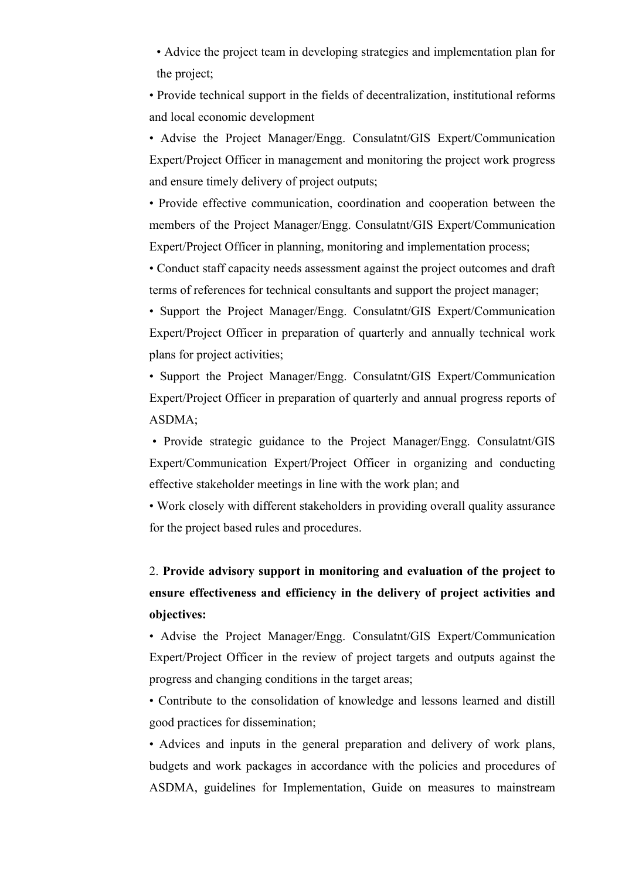- Advice the project team in developing strategies and implementation plan for the project;
- Provide technical support in the fields of decentralization, institutional reforms and local economic development
- Advise the Project Manager/Engg. Consulatnt/GIS Expert/Communication Expert/Project Officer in management and monitoring the project work progress and ensure timely delivery of project outputs;
- Provide effective communication, coordination and cooperation between the members of the Project Manager/Engg. Consulatnt/GIS Expert/Communication Expert/Project Officer in planning, monitoring and implementation process;
- Conduct staff capacity needs assessment against the project outcomes and draft terms of references for technical consultants and support the project manager;
- Support the Project Manager/Engg. Consulatnt/GIS Expert/Communication Expert/Project Officer in preparation of quarterly and annually technical work plans for project activities;
- Support the Project Manager/Engg. Consulatnt/GIS Expert/Communication Expert/Project Officer in preparation of quarterly and annual progress reports of ASDMA;
- Provide strategic guidance to the Project Manager/Engg. Consulatnt/GIS Expert/Communication Expert/Project Officer in organizing and conducting effective stakeholder meetings in line with the work plan; and
- Work closely with different stakeholders in providing overall quality assurance for the project based rules and procedures.

2. **Provide advisory support in monitoring and evaluation of the project to ensure effectiveness and efficiency in the delivery of project activities and objectives:**

- Advise the Project Manager/Engg. Consulatnt/GIS Expert/Communication Expert/Project Officer in the review of project targets and outputs against the progress and changing conditions in the target areas;
- Contribute to the consolidation of knowledge and lessons learned and distill good practices for dissemination;
- Advices and inputs in the general preparation and delivery of work plans, budgets and work packages in accordance with the policies and procedures of ASDMA, guidelines for Implementation, Guide on measures to mainstream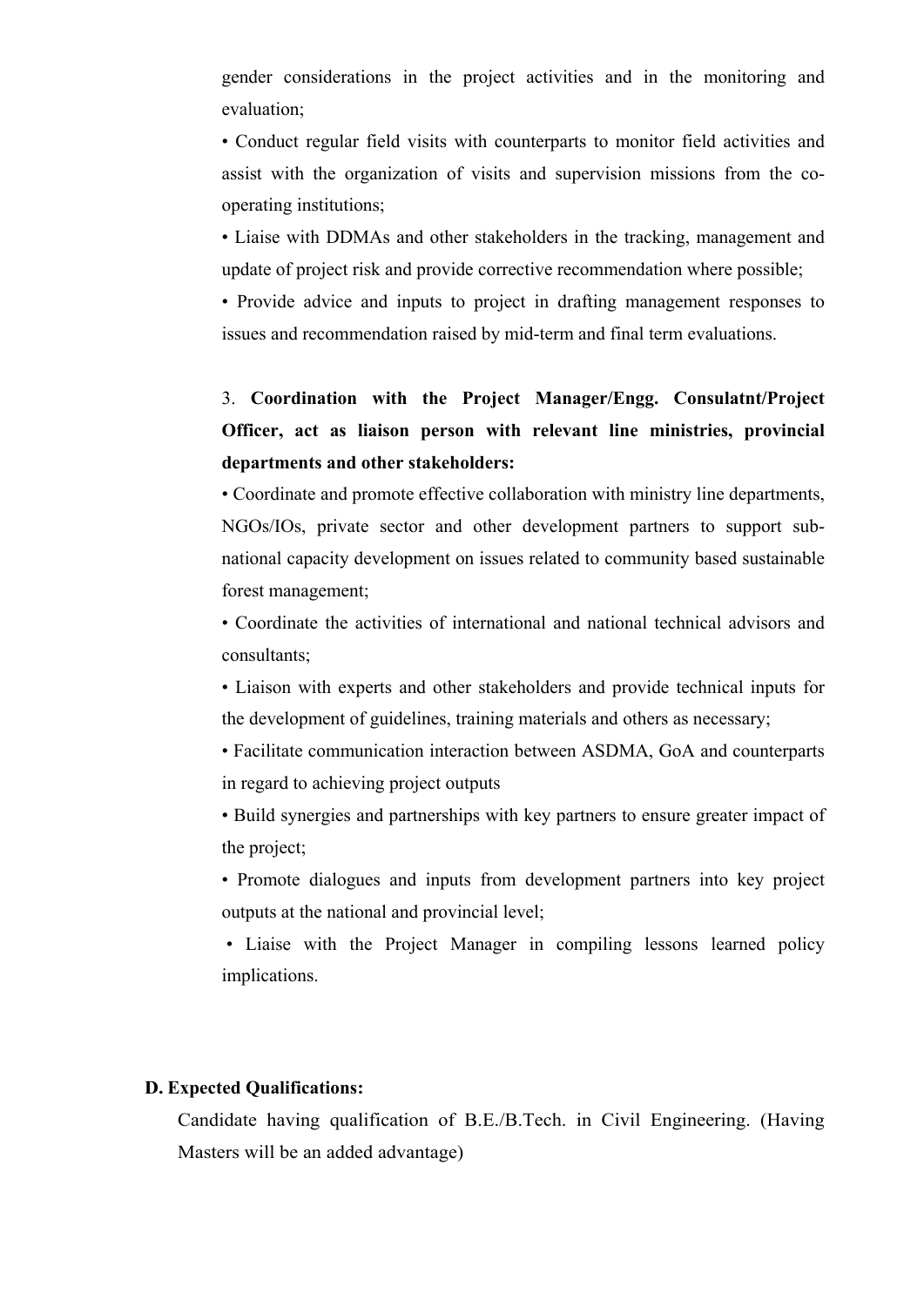gender considerations in the project activities and in the monitoring and evaluation;

• Conduct regular field visits with counterparts to monitor field activities and assist with the organization of visits and supervision missions from the co-operating institutions;

• Liaise with DDMAs and other stakeholders in the tracking, management and update of project risk and provide corrective recommendation where possible;

• Provide advice and inputs to project in drafting management responses to issues and recommendation raised by mid-term and final term evaluations.

3. **Coordination with the Project Manager/Engg. Consulatnt/Project Officer, act as liaison person with relevant line ministries, provincial departments and other stakeholders:**

• Coordinate and promote effective collaboration with ministry line departments, NGOs/IOs, private sector and other development partners to support sub-national capacity development on issues related to community based sustainable forest management;

• Coordinate the activities of international and national technical advisors and consultants;

• Liaison with experts and other stakeholders and provide technical inputs for the development of guidelines, training materials and others as necessary;

• Facilitate communication interaction between ASDMA, GoA and counterparts in regard to achieving project outputs

• Build synergies and partnerships with key partners to ensure greater impact of the project;

• Promote dialogues and inputs from development partners into key project outputs at the national and provincial level;

• Liaise with the Project Manager in compiling lessons learned policy implications.

**D. Expected Qualifications:**

Candidate having qualification of B.E./B.Tech. in Civil Engineering. (Having Masters will be an added advantage)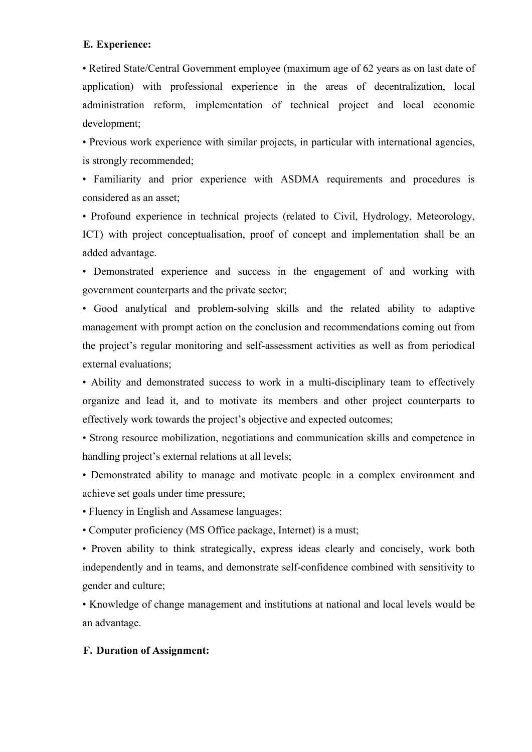## E. Experience:

• Retired State/Central Government employee (maximum age of 62 years as on last date of application) with professional experience in the areas of decentralization, local administration reform, implementation of technical project and local economic development;

• Previous work experience with similar projects, in particular with international agencies, is strongly recommended;

• Familiarity and prior experience with ASDMA requirements and procedures is considered as an asset;

• Profound experience in technical projects (related to Civil, Hydrology, Meteorology, ICT) with project conceptualisation, proof of concept and implementation shall be an added advantage.

• Demonstrated experience and success in the engagement of and working with government counterparts and the private sector;

• Good analytical and problem-solving skills and the related ability to adaptive management with prompt action on the conclusion and recommendations coming out from the project's regular monitoring and self-assessment activities as well as from periodical external evaluations;

• Ability and demonstrated success to work in a multi-disciplinary team to effectively organize and lead it, and to motivate its members and other project counterparts to effectively work towards the project's objective and expected outcomes;

• Strong resource mobilization, negotiations and communication skills and competence in handling project's external relations at all levels;

• Demonstrated ability to manage and motivate people in a complex environment and achieve set goals under time pressure;

• Fluency in English and Assamese languages;

• Computer proficiency (MS Office package, Internet) is a must;

• Proven ability to think strategically, express ideas clearly and concisely, work both independently and in teams, and demonstrate self-confidence combined with sensitivity to gender and culture;

• Knowledge of change management and institutions at national and local levels would be an advantage.

## F. Duration of Assignment: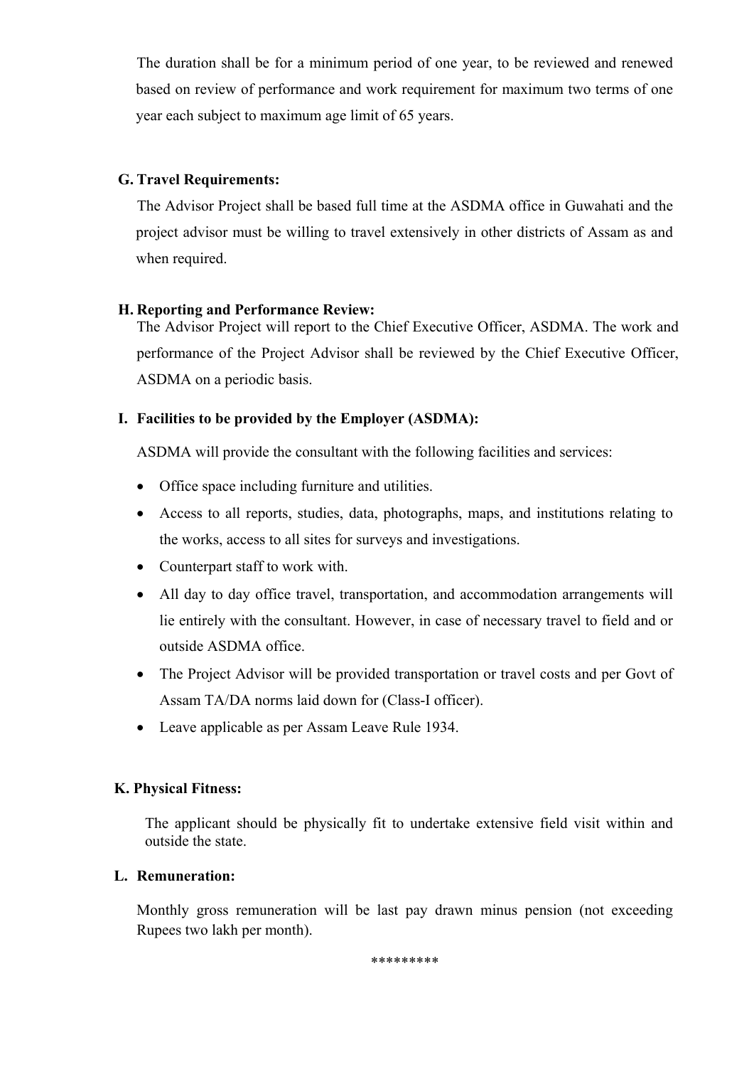The duration shall be for a minimum period of one year, to be reviewed and renewed based on review of performance and work requirement for maximum two terms of one year each subject to maximum age limit of 65 years.

**G. Travel Requirements:**

The Advisor Project shall be based full time at the ASDMA office in Guwahati and the project advisor must be willing to travel extensively in other districts of Assam as and when required.

**H. Reporting and Performance Review:**

The Advisor Project will report to the Chief Executive Officer, ASDMA. The work and performance of the Project Advisor shall be reviewed by the Chief Executive Officer, ASDMA on a periodic basis.

**I. Facilities to be provided by the Employer (ASDMA):**

ASDMA will provide the consultant with the following facilities and services:

- Office space including furniture and utilities.
- Access to all reports, studies, data, photographs, maps, and institutions relating to the works, access to all sites for surveys and investigations.
- Counterpart staff to work with.
- All day to day office travel, transportation, and accommodation arrangements will lie entirely with the consultant. However, in case of necessary travel to field and or outside ASDMA office.
- The Project Advisor will be provided transportation or travel costs and per Govt of Assam TA/DA norms laid down for (Class-I officer).
- Leave applicable as per Assam Leave Rule 1934.

**K. Physical Fitness:**

The applicant should be physically fit to undertake extensive field visit within and outside the state.

**L. Remuneration:**

Monthly gross remuneration will be last pay drawn minus pension (not exceeding Rupees two lakh per month).

*********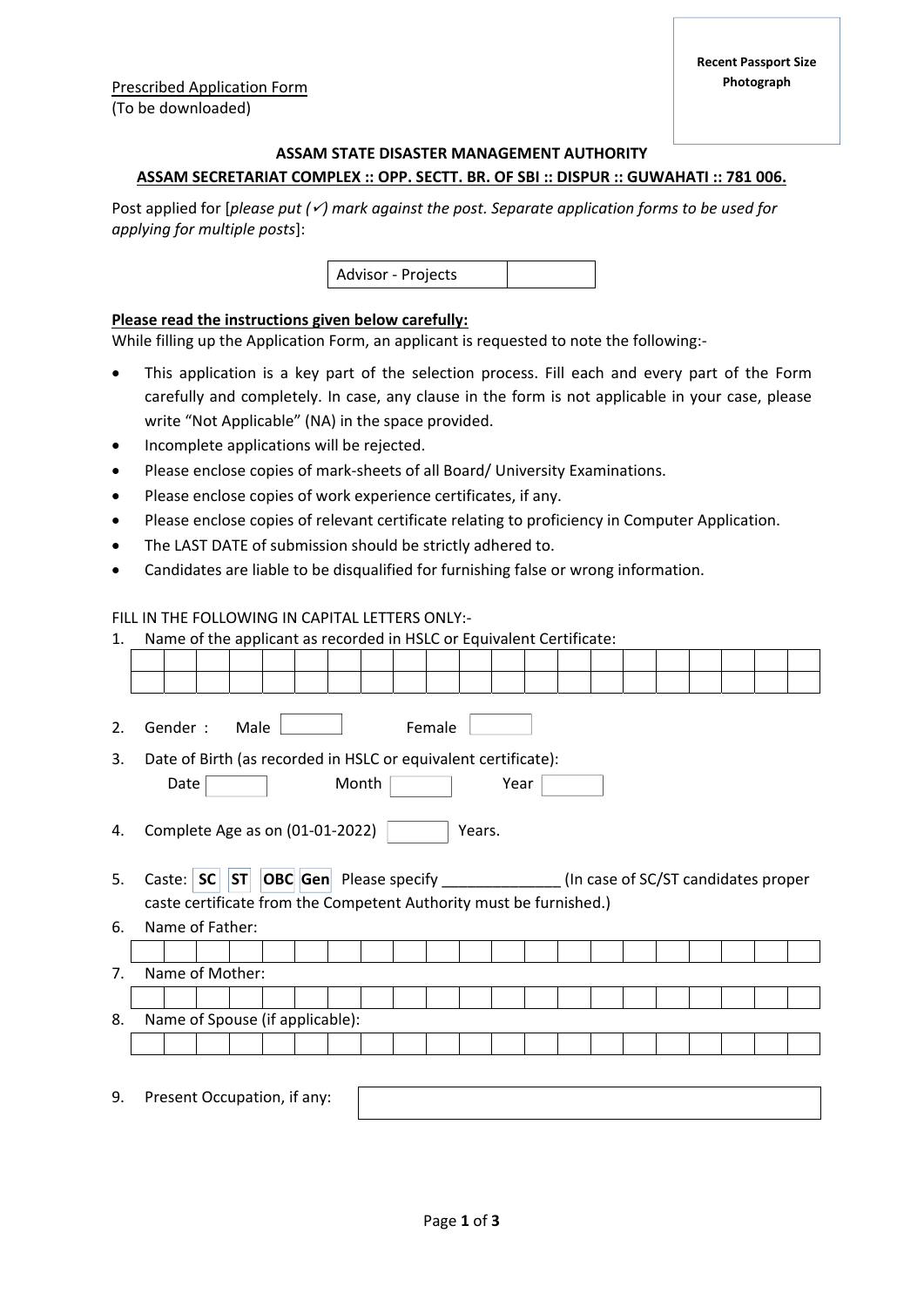Recent Passport Size Photograph

Prescribed Application Form
(To be downloaded)

**ASSAM STATE DISASTER MANAGEMENT AUTHORITY**

**ASSAM SECRETARIAT COMPLEX :: OPP. SECTT. BR. OF SBI :: DISPUR :: GUWAHATI :: 781 006.**

Post applied for [*please put (✓) mark against the post. Separate application forms to be used for applying for multiple posts*]:

| Advisor - Projects | |
|---|---|

**Please read the instructions given below carefully:**

While filling up the Application Form, an applicant is requested to note the following:-

- This application is a key part of the selection process. Fill each and every part of the Form carefully and completely. In case, any clause in the form is not applicable in your case, please write "Not Applicable" (NA) in the space provided.
- Incomplete applications will be rejected.
- Please enclose copies of mark-sheets of all Board/ University Examinations.
- Please enclose copies of work experience certificates, if any.
- Please enclose copies of relevant certificate relating to proficiency in Computer Application.
- The LAST DATE of submission should be strictly adhered to.
- Candidates are liable to be disqualified for furnishing false or wrong information.

FILL IN THE FOLLOWING IN CAPITAL LETTERS ONLY:-

1. Name of the applicant as recorded in HSLC or Equivalent Certificate:

2. Gender : Male ☐ Female ☐

3. Date of Birth (as recorded in HSLC or equivalent certificate):
   Date ☐ Month ☐ Year ☐

4. Complete Age as on (01-01-2022) ☐ Years.

5. Caste: **SC** **ST** **OBC** **Gen** Please specify ______________ (In case of SC/ST candidates proper caste certificate from the Competent Authority must be furnished.)

6. Name of Father:

7. Name of Mother:

8. Name of Spouse (if applicable):

9. Present Occupation, if any: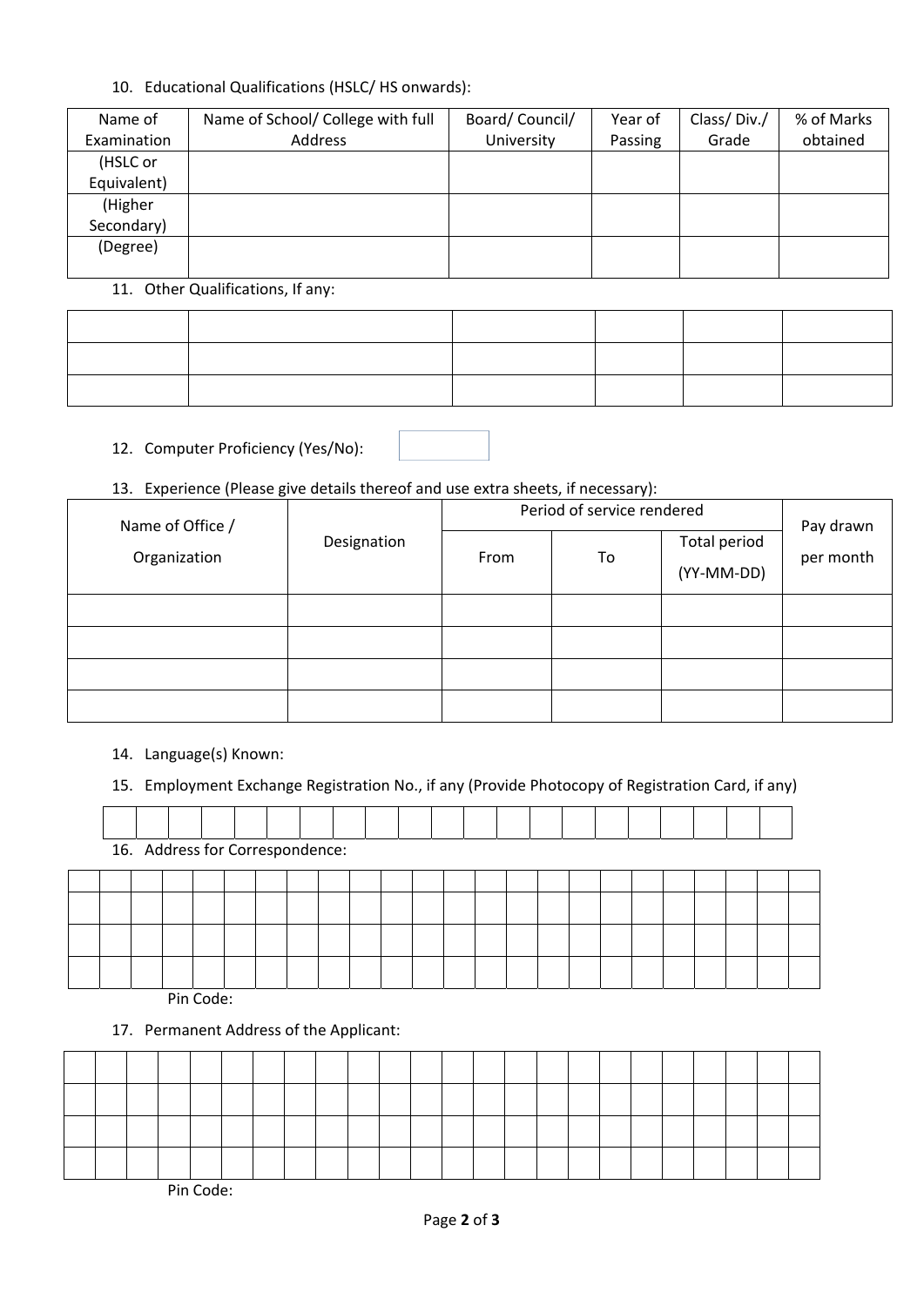10. Educational Qualifications (HSLC/ HS onwards):

| Name of Examination | Name of School/ College with full Address | Board/ Council/ University | Year of Passing | Class/ Div./ Grade | % of Marks obtained |
|---|---|---|---|---|---|
| (HSLC or Equivalent) | | | | | |
| (Higher Secondary) | | | | | |
| (Degree) | | | | | |

11. Other Qualifications, If any:

| | | | | | |
|---|---|---|---|---|---|
| | | | | | |
| | | | | | |
| | | | | | |

12. Computer Proficiency (Yes/No): 

13. Experience (Please give details thereof and use extra sheets, if necessary):

| Name of Office / Organization | Designation | Period of service rendered | | | Pay drawn per month |
|---|---|---|---|---|---|
| | | From | To | Total period (YY-MM-DD) | |
| | | | | | |
| | | | | | |
| | | | | | |
| | | | | | |

14. Language(s) Known:

15. Employment Exchange Registration No., if any (Provide Photocopy of Registration Card, if any)

16. Address for Correspondence:

Pin Code:

17. Permanent Address of the Applicant:

Pin Code: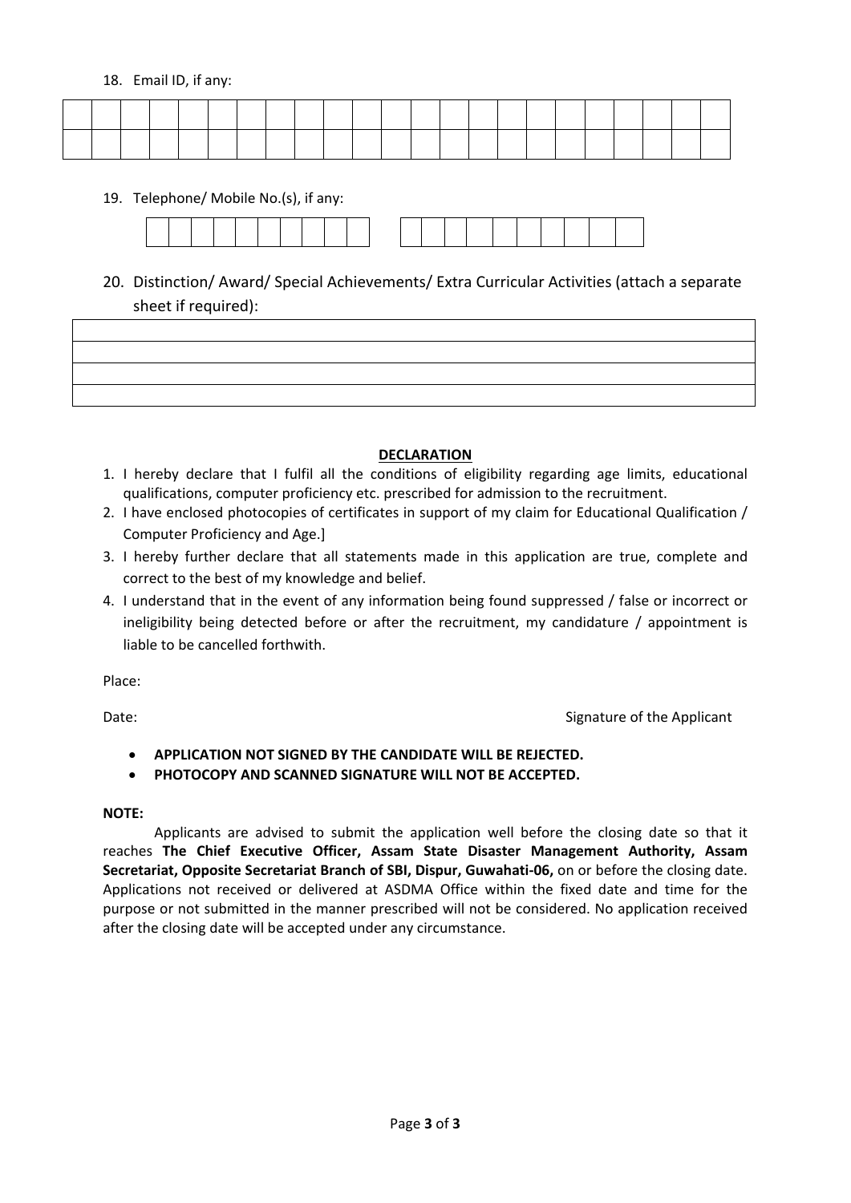18. Email ID, if any:

| | | | | | | | | | | | | | | | | | | | | | | | |
|---|---|---|---|---|---|---|---|---|---|---|---|---|---|---|---|---|---|---|---|---|---|---|---|
| | | | | | | | | | | | | | | | | | | | | | | | |
| | | | | | | | | | | | | | | | | | | | | | | | |

19. Telephone/ Mobile No.(s), if any:

| | | | | | | | | | |
|---|---|---|---|---|---|---|---|---|---|
| | | | | | | | | | |

| | | | | | | | | | |
|---|---|---|---|---|---|---|---|---|---|
| | | | | | | | | | |

20. Distinction/ Award/ Special Achievements/ Extra Curricular Activities (attach a separate sheet if required):

| |
|---|
| |
| |
| |
| |

**DECLARATION**

1. I hereby declare that I fulfil all the conditions of eligibility regarding age limits, educational qualifications, computer proficiency etc. prescribed for admission to the recruitment.
2. I have enclosed photocopies of certificates in support of my claim for Educational Qualification / Computer Proficiency and Age.]
3. I hereby further declare that all statements made in this application are true, complete and correct to the best of my knowledge and belief.
4. I understand that in the event of any information being found suppressed / false or incorrect or ineligibility being detected before or after the recruitment, my candidature / appointment is liable to be cancelled forthwith.

Place:

Date: Signature of the Applicant

- **APPLICATION NOT SIGNED BY THE CANDIDATE WILL BE REJECTED.**
- **PHOTOCOPY AND SCANNED SIGNATURE WILL NOT BE ACCEPTED.**

**NOTE:**

Applicants are advised to submit the application well before the closing date so that it reaches **The Chief Executive Officer, Assam State Disaster Management Authority, Assam Secretariat, Opposite Secretariat Branch of SBI, Dispur, Guwahati-06,** on or before the closing date. Applications not received or delivered at ASDMA Office within the fixed date and time for the purpose or not submitted in the manner prescribed will not be considered. No application received after the closing date will be accepted under any circumstance.